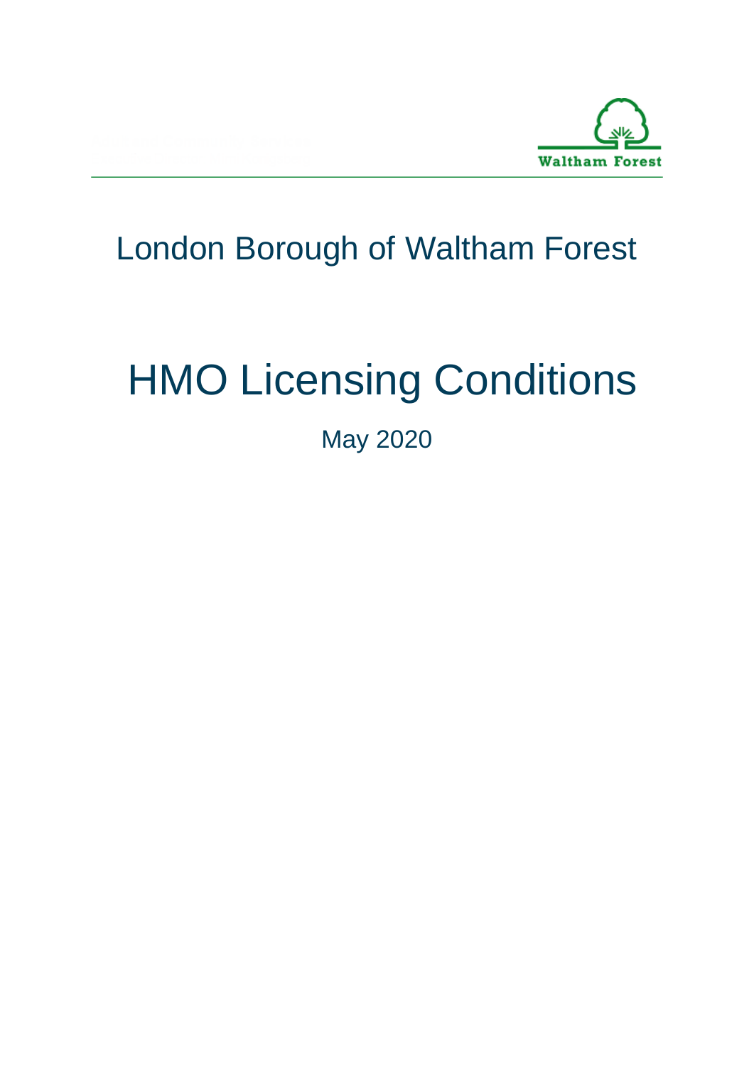London Borough of Waltham Forest

# HMO Licensing Conditions

May 2020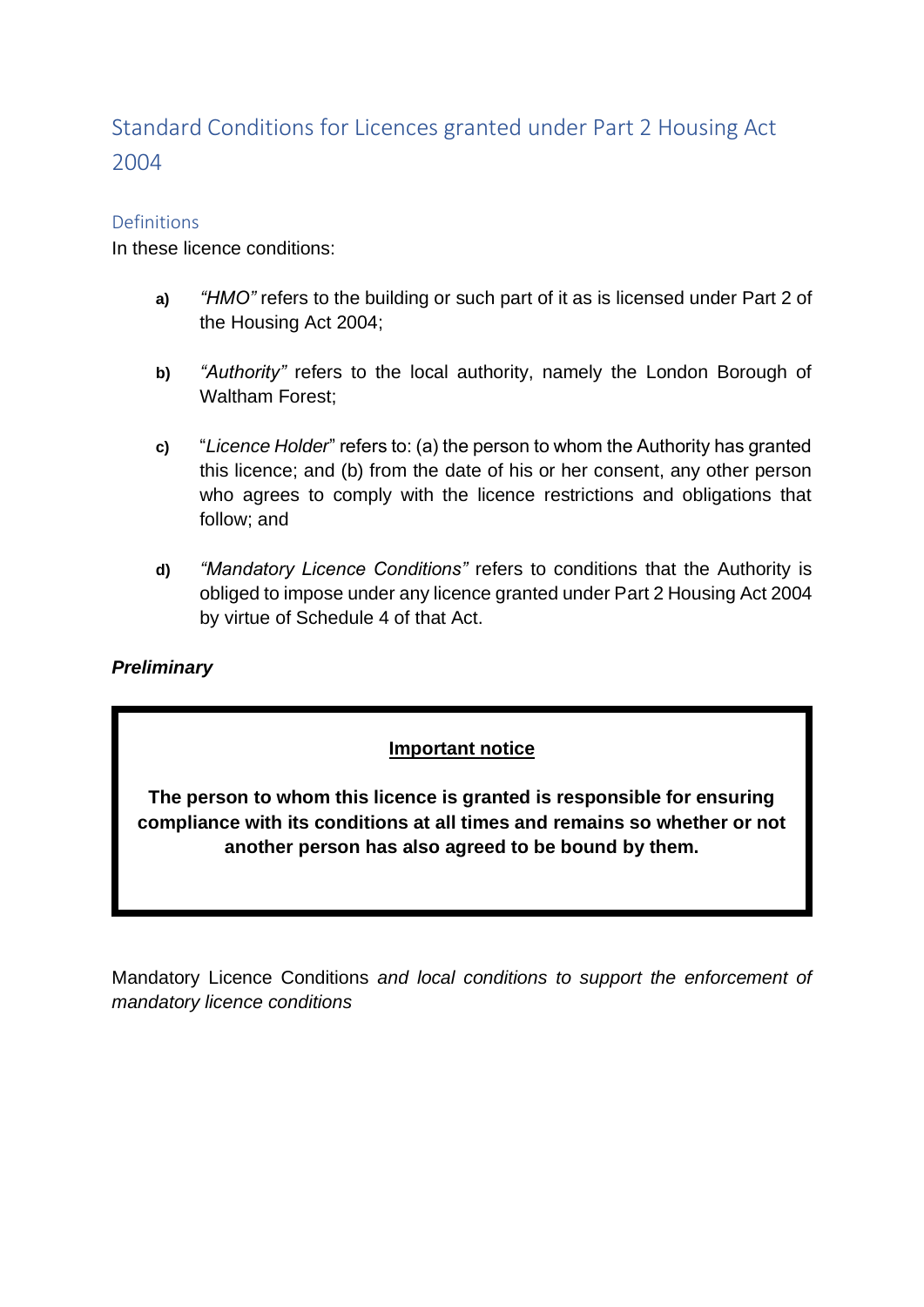# Standard Conditions for Licences granted under Part 2 Housing Act 2004

## Definitions

In these licence conditions:

a) *"HMO"* refers to the building or such part of it as is licensed under Part 2 of the Housing Act 2004;

b) *"Authority"* refers to the local authority, namely the London Borough of Waltham Forest;

c) "*Licence Holder*" refers to: (a) the person to whom the Authority has granted this licence; and (b) from the date of his or her consent, any other person who agrees to comply with the licence restrictions and obligations that follow; and

d) *"Mandatory Licence Conditions"* refers to conditions that the Authority is obliged to impose under any licence granted under Part 2 Housing Act 2004 by virtue of Schedule 4 of that Act.

***Preliminary***

**Important notice**

**The person to whom this licence is granted is responsible for ensuring compliance with its conditions at all times and remains so whether or not another person has also agreed to be bound by them.**

Mandatory Licence Conditions *and local conditions to support the enforcement of mandatory licence conditions*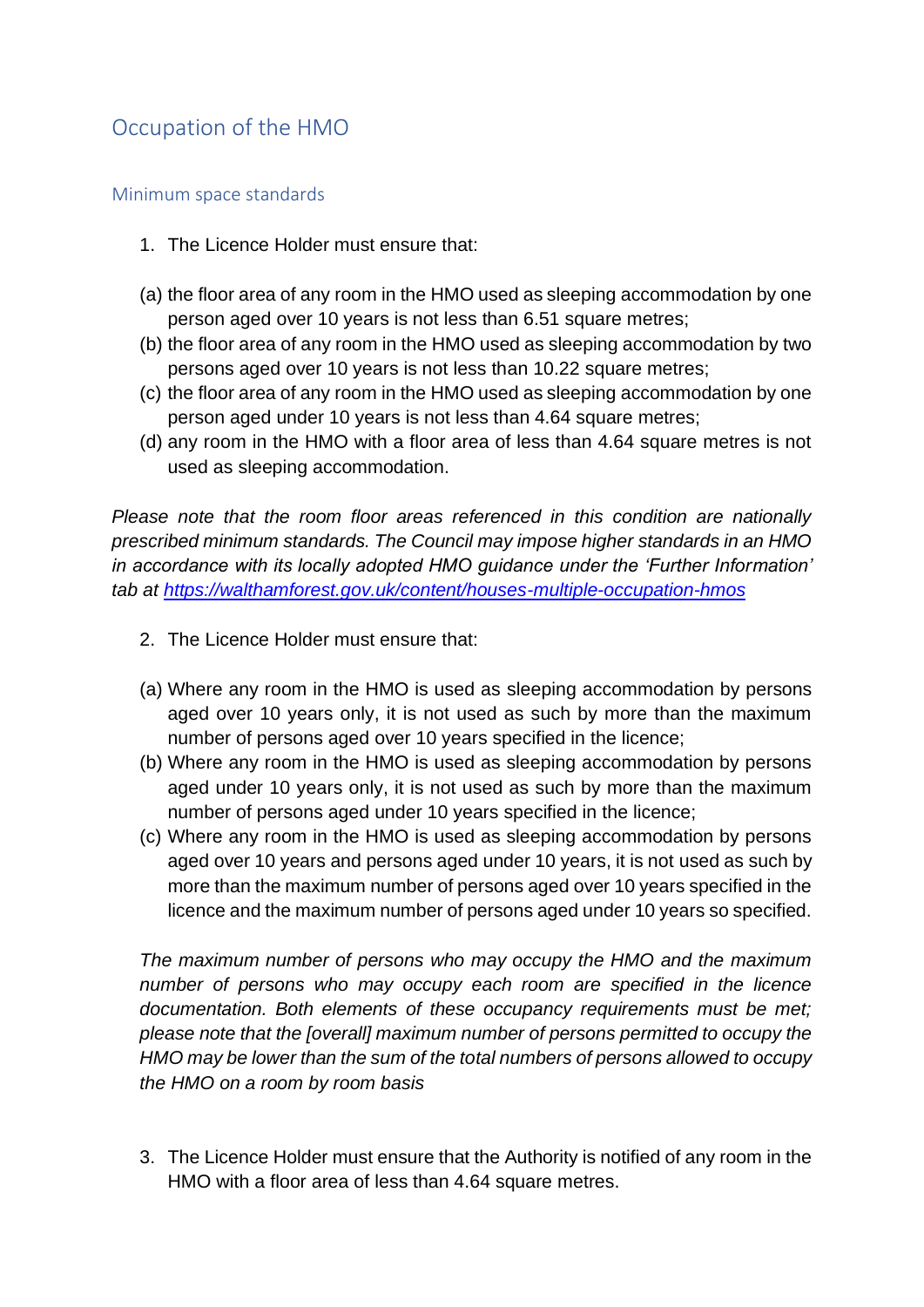## Occupation of the HMO

### Minimum space standards

1. The Licence Holder must ensure that:

(a) the floor area of any room in the HMO used as sleeping accommodation by one person aged over 10 years is not less than 6.51 square metres;
(b) the floor area of any room in the HMO used as sleeping accommodation by two persons aged over 10 years is not less than 10.22 square metres;
(c) the floor area of any room in the HMO used as sleeping accommodation by one person aged under 10 years is not less than 4.64 square metres;
(d) any room in the HMO with a floor area of less than 4.64 square metres is not used as sleeping accommodation.

*Please note that the room floor areas referenced in this condition are nationally prescribed minimum standards. The Council may impose higher standards in an HMO in accordance with its locally adopted HMO guidance under the 'Further Information' tab at [https://walthamforest.gov.uk/content/houses-multiple-occupation-hmos](https://walthamforest.gov.uk/content/houses-multiple-occupation-hmos)*

2. The Licence Holder must ensure that:

(a) Where any room in the HMO is used as sleeping accommodation by persons aged over 10 years only, it is not used as such by more than the maximum number of persons aged over 10 years specified in the licence;
(b) Where any room in the HMO is used as sleeping accommodation by persons aged under 10 years only, it is not used as such by more than the maximum number of persons aged under 10 years specified in the licence;
(c) Where any room in the HMO is used as sleeping accommodation by persons aged over 10 years and persons aged under 10 years, it is not used as such by more than the maximum number of persons aged over 10 years specified in the licence and the maximum number of persons aged under 10 years so specified.

*The maximum number of persons who may occupy the HMO and the maximum number of persons who may occupy each room are specified in the licence documentation. Both elements of these occupancy requirements must be met; please note that the [overall] maximum number of persons permitted to occupy the HMO may be lower than the sum of the total numbers of persons allowed to occupy the HMO on a room by room basis*

3. The Licence Holder must ensure that the Authority is notified of any room in the HMO with a floor area of less than 4.64 square metres.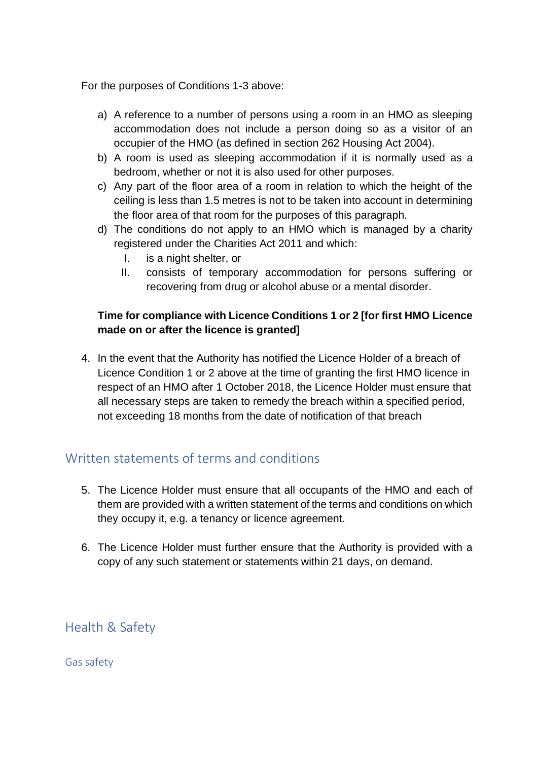For the purposes of Conditions 1-3 above:

a) A reference to a number of persons using a room in an HMO as sleeping accommodation does not include a person doing so as a visitor of an occupier of the HMO (as defined in section 262 Housing Act 2004).
b) A room is used as sleeping accommodation if it is normally used as a bedroom, whether or not it is also used for other purposes.
c) Any part of the floor area of a room in relation to which the height of the ceiling is less than 1.5 metres is not to be taken into account in determining the floor area of that room for the purposes of this paragraph.
d) The conditions do not apply to an HMO which is managed by a charity registered under the Charities Act 2011 and which:
    I. is a night shelter, or
    II. consists of temporary accommodation for persons suffering or recovering from drug or alcohol abuse or a mental disorder.

**Time for compliance with Licence Conditions 1 or 2 [for first HMO Licence made on or after the licence is granted]**

4. In the event that the Authority has notified the Licence Holder of a breach of Licence Condition 1 or 2 above at the time of granting the first HMO licence in respect of an HMO after 1 October 2018, the Licence Holder must ensure that all necessary steps are taken to remedy the breach within a specified period, not exceeding 18 months from the date of notification of that breach

## Written statements of terms and conditions

5. The Licence Holder must ensure that all occupants of the HMO and each of them are provided with a written statement of the terms and conditions on which they occupy it, e.g. a tenancy or licence agreement.

6. The Licence Holder must further ensure that the Authority is provided with a copy of any such statement or statements within 21 days, on demand.

## Health & Safety

### Gas safety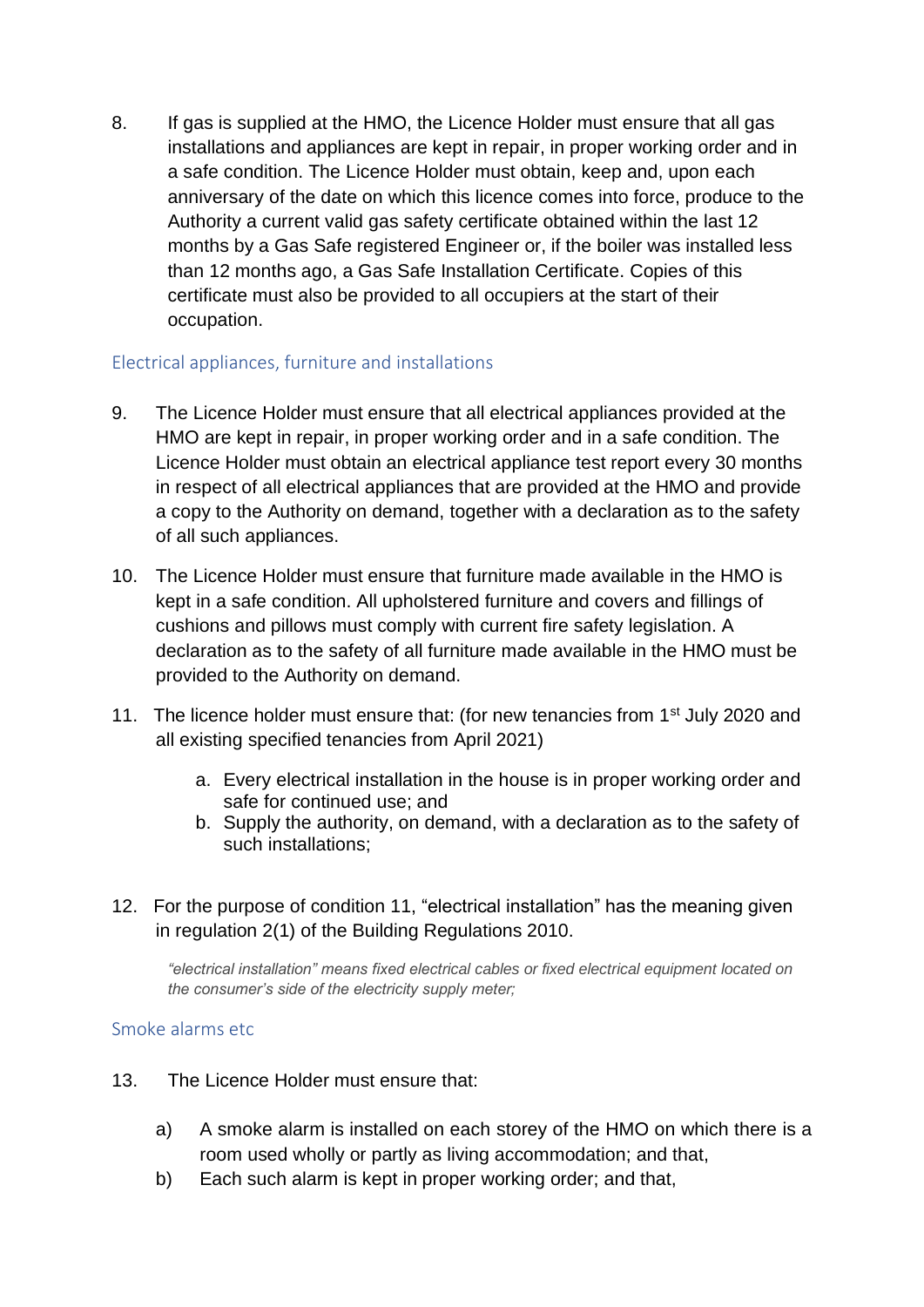8. If gas is supplied at the HMO, the Licence Holder must ensure that all gas installations and appliances are kept in repair, in proper working order and in a safe condition. The Licence Holder must obtain, keep and, upon each anniversary of the date on which this licence comes into force, produce to the Authority a current valid gas safety certificate obtained within the last 12 months by a Gas Safe registered Engineer or, if the boiler was installed less than 12 months ago, a Gas Safe Installation Certificate. Copies of this certificate must also be provided to all occupiers at the start of their occupation.

## Electrical appliances, furniture and installations

9. The Licence Holder must ensure that all electrical appliances provided at the HMO are kept in repair, in proper working order and in a safe condition. The Licence Holder must obtain an electrical appliance test report every 30 months in respect of all electrical appliances that are provided at the HMO and provide a copy to the Authority on demand, together with a declaration as to the safety of all such appliances.

10. The Licence Holder must ensure that furniture made available in the HMO is kept in a safe condition. All upholstered furniture and covers and fillings of cushions and pillows must comply with current fire safety legislation. A declaration as to the safety of all furniture made available in the HMO must be provided to the Authority on demand.

11. The licence holder must ensure that: (for new tenancies from 1st July 2020 and all existing specified tenancies from April 2021)

    a. Every electrical installation in the house is in proper working order and safe for continued use; and
    b. Supply the authority, on demand, with a declaration as to the safety of such installations;

12. For the purpose of condition 11, "electrical installation" has the meaning given in regulation 2(1) of the Building Regulations 2010.

    *"electrical installation" means fixed electrical cables or fixed electrical equipment located on the consumer's side of the electricity supply meter;*

## Smoke alarms etc

13. The Licence Holder must ensure that:

    a) A smoke alarm is installed on each storey of the HMO on which there is a room used wholly or partly as living accommodation; and that,
    b) Each such alarm is kept in proper working order; and that,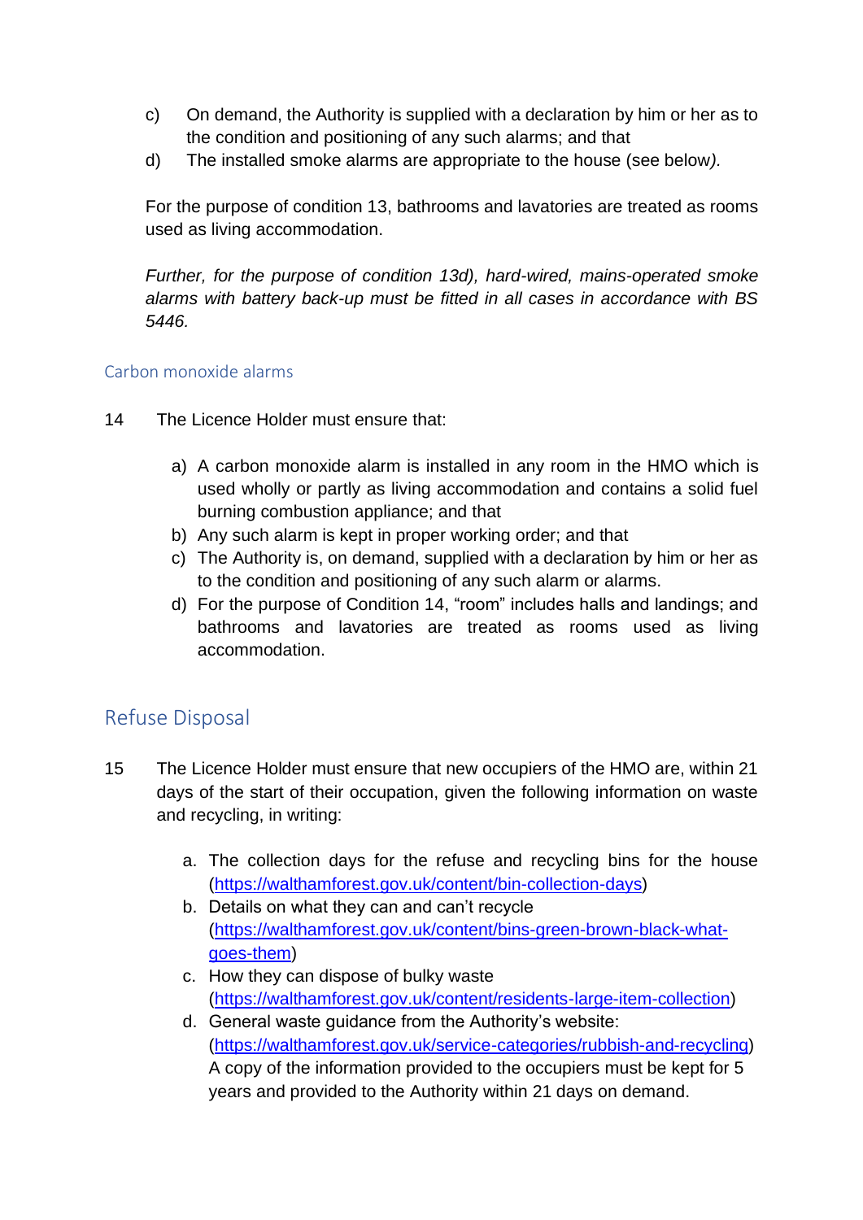c) On demand, the Authority is supplied with a declaration by him or her as to the condition and positioning of any such alarms; and that

d) The installed smoke alarms are appropriate to the house (see below*).*

For the purpose of condition 13, bathrooms and lavatories are treated as rooms used as living accommodation.

*Further, for the purpose of condition 13d), hard-wired, mains-operated smoke alarms with battery back-up must be fitted in all cases in accordance with BS 5446.*

### Carbon monoxide alarms

14 The Licence Holder must ensure that:

a) A carbon monoxide alarm is installed in any room in the HMO which is used wholly or partly as living accommodation and contains a solid fuel burning combustion appliance; and that
b) Any such alarm is kept in proper working order; and that
c) The Authority is, on demand, supplied with a declaration by him or her as to the condition and positioning of any such alarm or alarms.
d) For the purpose of Condition 14, "room" includes halls and landings; and bathrooms and lavatories are treated as rooms used as living accommodation.

## Refuse Disposal

15 The Licence Holder must ensure that new occupiers of the HMO are, within 21 days of the start of their occupation, given the following information on waste and recycling, in writing:

a. The collection days for the refuse and recycling bins for the house (https://walthamforest.gov.uk/content/bin-collection-days)
b. Details on what they can and can't recycle (https://walthamforest.gov.uk/content/bins-green-brown-black-what-goes-them)
c. How they can dispose of bulky waste (https://walthamforest.gov.uk/content/residents-large-item-collection)
d. General waste guidance from the Authority's website: (https://walthamforest.gov.uk/service-categories/rubbish-and-recycling)
A copy of the information provided to the occupiers must be kept for 5 years and provided to the Authority within 21 days on demand.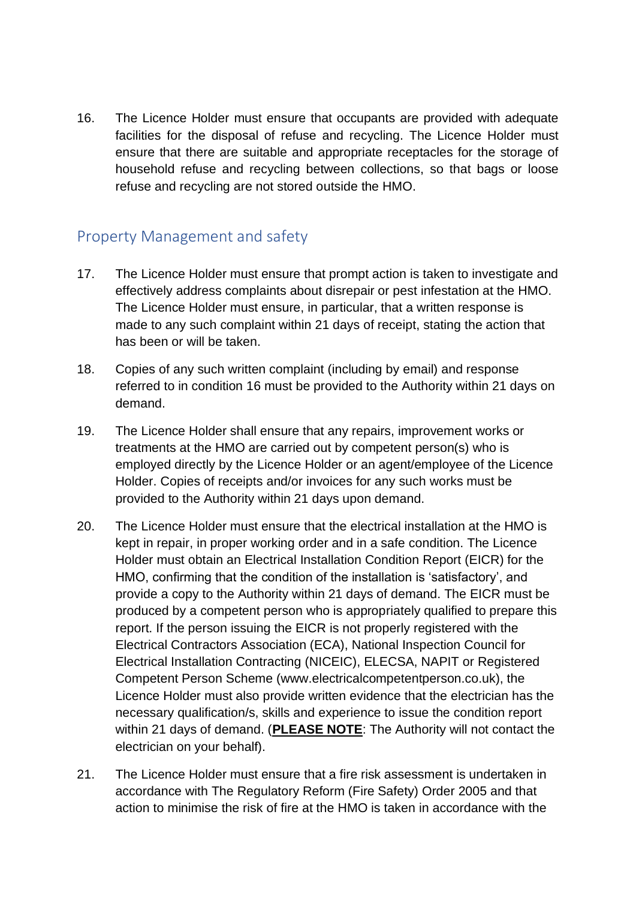16. The Licence Holder must ensure that occupants are provided with adequate facilities for the disposal of refuse and recycling. The Licence Holder must ensure that there are suitable and appropriate receptacles for the storage of household refuse and recycling between collections, so that bags or loose refuse and recycling are not stored outside the HMO.

## Property Management and safety

17. The Licence Holder must ensure that prompt action is taken to investigate and effectively address complaints about disrepair or pest infestation at the HMO. The Licence Holder must ensure, in particular, that a written response is made to any such complaint within 21 days of receipt, stating the action that has been or will be taken.

18. Copies of any such written complaint (including by email) and response referred to in condition 16 must be provided to the Authority within 21 days on demand.

19. The Licence Holder shall ensure that any repairs, improvement works or treatments at the HMO are carried out by competent person(s) who is employed directly by the Licence Holder or an agent/employee of the Licence Holder. Copies of receipts and/or invoices for any such works must be provided to the Authority within 21 days upon demand.

20. The Licence Holder must ensure that the electrical installation at the HMO is kept in repair, in proper working order and in a safe condition. The Licence Holder must obtain an Electrical Installation Condition Report (EICR) for the HMO, confirming that the condition of the installation is 'satisfactory', and provide a copy to the Authority within 21 days of demand. The EICR must be produced by a competent person who is appropriately qualified to prepare this report. If the person issuing the EICR is not properly registered with the Electrical Contractors Association (ECA), National Inspection Council for Electrical Installation Contracting (NICEIC), ELECSA, NAPIT or Registered Competent Person Scheme (www.electricalcompetentperson.co.uk), the Licence Holder must also provide written evidence that the electrician has the necessary qualification/s, skills and experience to issue the condition report within 21 days of demand. (**PLEASE NOTE**: The Authority will not contact the electrician on your behalf).

21. The Licence Holder must ensure that a fire risk assessment is undertaken in accordance with The Regulatory Reform (Fire Safety) Order 2005 and that action to minimise the risk of fire at the HMO is taken in accordance with the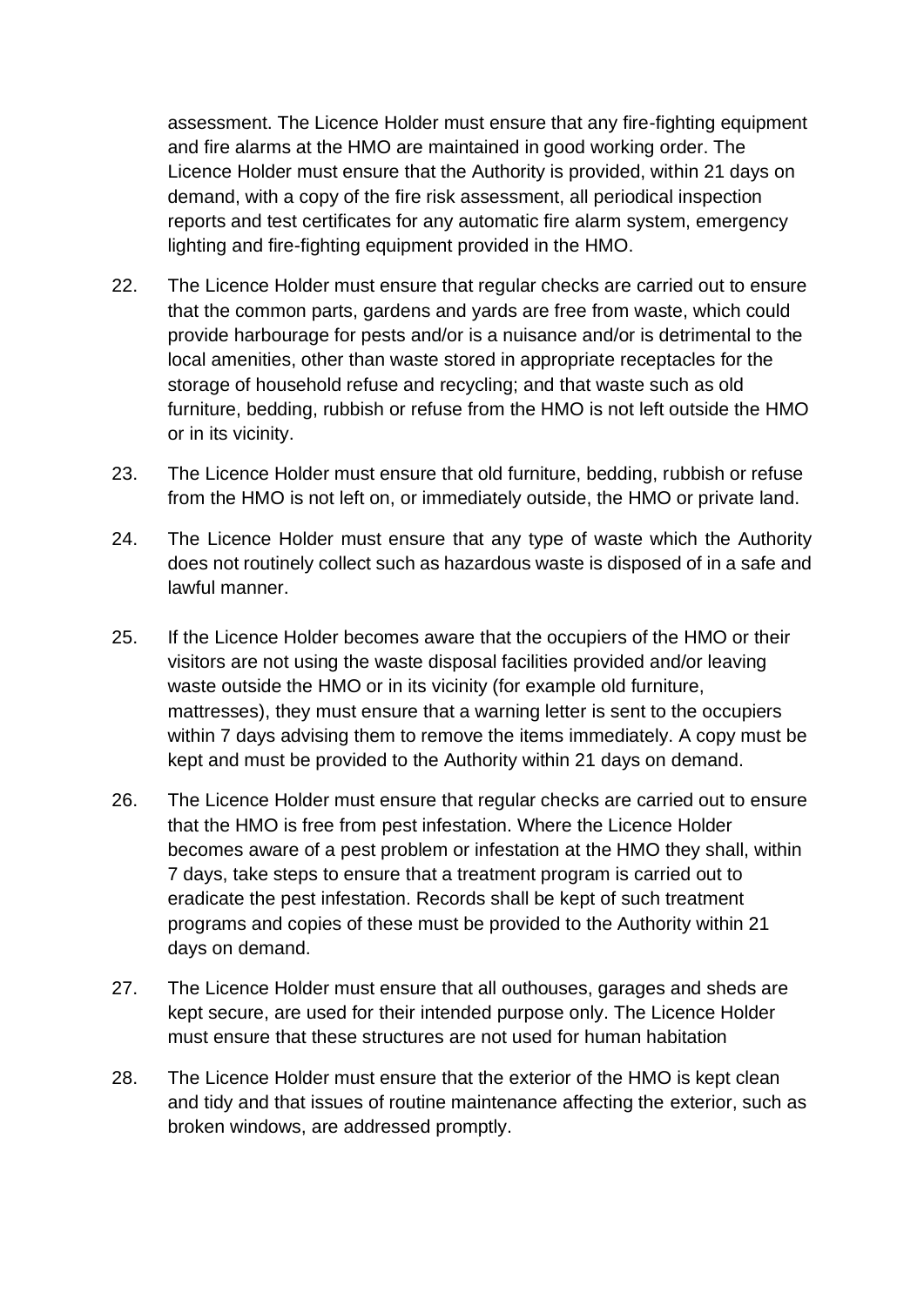assessment. The Licence Holder must ensure that any fire-fighting equipment and fire alarms at the HMO are maintained in good working order. The Licence Holder must ensure that the Authority is provided, within 21 days on demand, with a copy of the fire risk assessment, all periodical inspection reports and test certificates for any automatic fire alarm system, emergency lighting and fire-fighting equipment provided in the HMO.

22. The Licence Holder must ensure that regular checks are carried out to ensure that the common parts, gardens and yards are free from waste, which could provide harbourage for pests and/or is a nuisance and/or is detrimental to the local amenities, other than waste stored in appropriate receptacles for the storage of household refuse and recycling; and that waste such as old furniture, bedding, rubbish or refuse from the HMO is not left outside the HMO or in its vicinity.

23. The Licence Holder must ensure that old furniture, bedding, rubbish or refuse from the HMO is not left on, or immediately outside, the HMO or private land.

24. The Licence Holder must ensure that any type of waste which the Authority does not routinely collect such as hazardous waste is disposed of in a safe and lawful manner.

25. If the Licence Holder becomes aware that the occupiers of the HMO or their visitors are not using the waste disposal facilities provided and/or leaving waste outside the HMO or in its vicinity (for example old furniture, mattresses), they must ensure that a warning letter is sent to the occupiers within 7 days advising them to remove the items immediately. A copy must be kept and must be provided to the Authority within 21 days on demand.

26. The Licence Holder must ensure that regular checks are carried out to ensure that the HMO is free from pest infestation. Where the Licence Holder becomes aware of a pest problem or infestation at the HMO they shall, within 7 days, take steps to ensure that a treatment program is carried out to eradicate the pest infestation. Records shall be kept of such treatment programs and copies of these must be provided to the Authority within 21 days on demand.

27. The Licence Holder must ensure that all outhouses, garages and sheds are kept secure, are used for their intended purpose only. The Licence Holder must ensure that these structures are not used for human habitation

28. The Licence Holder must ensure that the exterior of the HMO is kept clean and tidy and that issues of routine maintenance affecting the exterior, such as broken windows, are addressed promptly.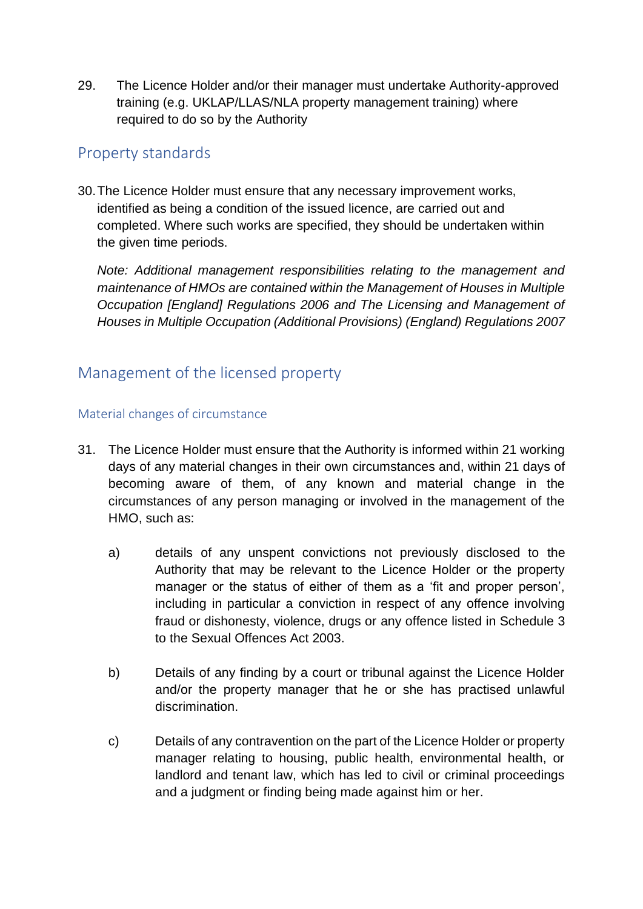29. The Licence Holder and/or their manager must undertake Authority-approved training (e.g. UKLAP/LLAS/NLA property management training) where required to do so by the Authority

## Property standards

30. The Licence Holder must ensure that any necessary improvement works, identified as being a condition of the issued licence, are carried out and completed. Where such works are specified, they should be undertaken within the given time periods.

    *Note: Additional management responsibilities relating to the management and maintenance of HMOs are contained within the Management of Houses in Multiple Occupation [England] Regulations 2006 and The Licensing and Management of Houses in Multiple Occupation (Additional Provisions) (England) Regulations 2007*

## Management of the licensed property

### Material changes of circumstance

31. The Licence Holder must ensure that the Authority is informed within 21 working days of any material changes in their own circumstances and, within 21 days of becoming aware of them, of any known and material change in the circumstances of any person managing or involved in the management of the HMO, such as:

    a) details of any unspent convictions not previously disclosed to the Authority that may be relevant to the Licence Holder or the property manager or the status of either of them as a 'fit and proper person', including in particular a conviction in respect of any offence involving fraud or dishonesty, violence, drugs or any offence listed in Schedule 3 to the Sexual Offences Act 2003.

    b) Details of any finding by a court or tribunal against the Licence Holder and/or the property manager that he or she has practised unlawful discrimination.

    c) Details of any contravention on the part of the Licence Holder or property manager relating to housing, public health, environmental health, or landlord and tenant law, which has led to civil or criminal proceedings and a judgment or finding being made against him or her.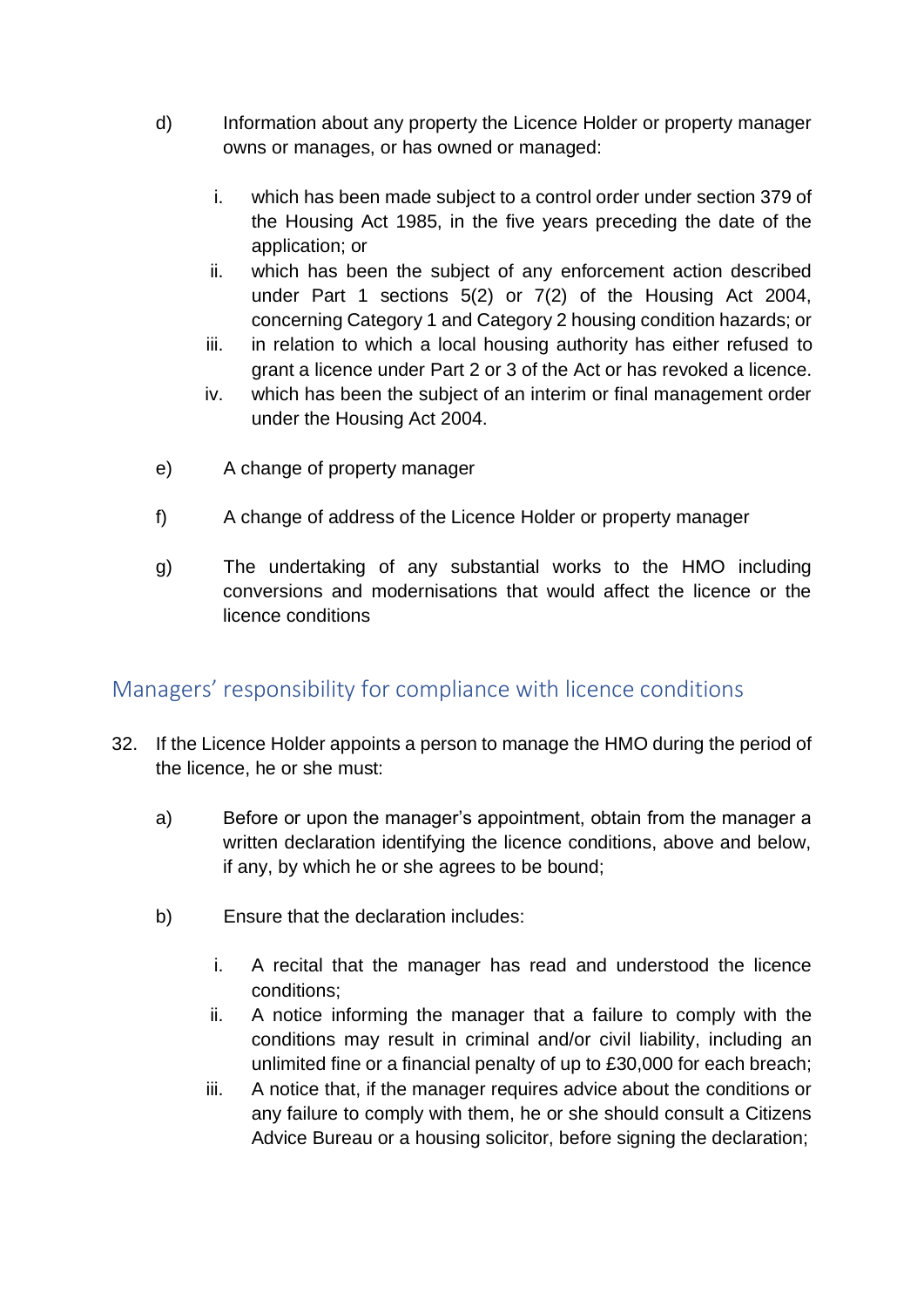d) Information about any property the Licence Holder or property manager owns or manages, or has owned or managed:

   i. which has been made subject to a control order under section 379 of the Housing Act 1985, in the five years preceding the date of the application; or
   ii. which has been the subject of any enforcement action described under Part 1 sections 5(2) or 7(2) of the Housing Act 2004, concerning Category 1 and Category 2 housing condition hazards; or
   iii. in relation to which a local housing authority has either refused to grant a licence under Part 2 or 3 of the Act or has revoked a licence.
   iv. which has been the subject of an interim or final management order under the Housing Act 2004.

e) A change of property manager

f) A change of address of the Licence Holder or property manager

g) The undertaking of any substantial works to the HMO including conversions and modernisations that would affect the licence or the licence conditions

## Managers' responsibility for compliance with licence conditions

32. If the Licence Holder appoints a person to manage the HMO during the period of the licence, he or she must:

    a) Before or upon the manager's appointment, obtain from the manager a written declaration identifying the licence conditions, above and below, if any, by which he or she agrees to be bound;

    b) Ensure that the declaration includes:

       i. A recital that the manager has read and understood the licence conditions;
       ii. A notice informing the manager that a failure to comply with the conditions may result in criminal and/or civil liability, including an unlimited fine or a financial penalty of up to £30,000 for each breach;
       iii. A notice that, if the manager requires advice about the conditions or any failure to comply with them, he or she should consult a Citizens Advice Bureau or a housing solicitor, before signing the declaration;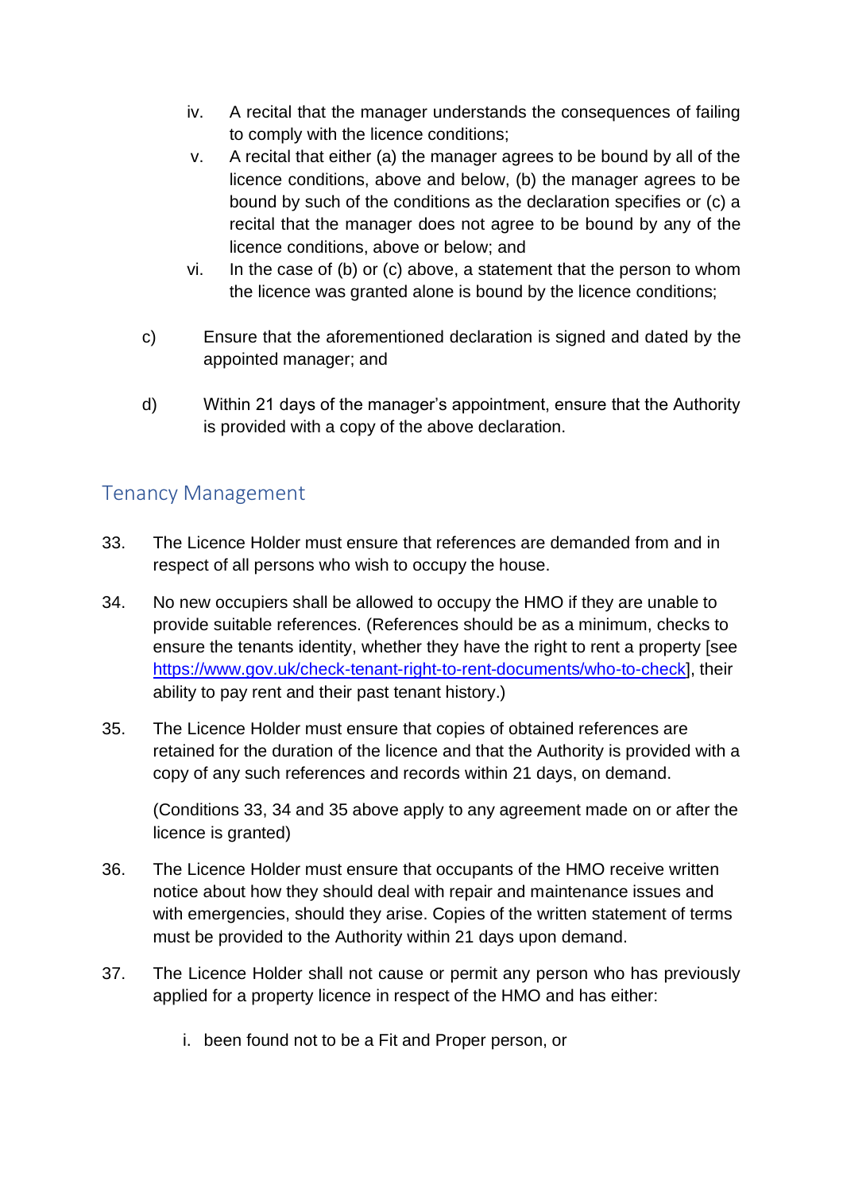iv. A recital that the manager understands the consequences of failing to comply with the licence conditions;

v. A recital that either (a) the manager agrees to be bound by all of the licence conditions, above and below, (b) the manager agrees to be bound by such of the conditions as the declaration specifies or (c) a recital that the manager does not agree to be bound by any of the licence conditions, above or below; and

vi. In the case of (b) or (c) above, a statement that the person to whom the licence was granted alone is bound by the licence conditions;

c) Ensure that the aforementioned declaration is signed and dated by the appointed manager; and

d) Within 21 days of the manager's appointment, ensure that the Authority is provided with a copy of the above declaration.

## Tenancy Management

33. The Licence Holder must ensure that references are demanded from and in respect of all persons who wish to occupy the house.

34. No new occupiers shall be allowed to occupy the HMO if they are unable to provide suitable references. (References should be as a minimum, checks to ensure the tenants identity, whether they have the right to rent a property [see https://www.gov.uk/check-tenant-right-to-rent-documents/who-to-check], their ability to pay rent and their past tenant history.)

35. The Licence Holder must ensure that copies of obtained references are retained for the duration of the licence and that the Authority is provided with a copy of any such references and records within 21 days, on demand.

    (Conditions 33, 34 and 35 above apply to any agreement made on or after the licence is granted)

36. The Licence Holder must ensure that occupants of the HMO receive written notice about how they should deal with repair and maintenance issues and with emergencies, should they arise. Copies of the written statement of terms must be provided to the Authority within 21 days upon demand.

37. The Licence Holder shall not cause or permit any person who has previously applied for a property licence in respect of the HMO and has either:

    i. been found not to be a Fit and Proper person, or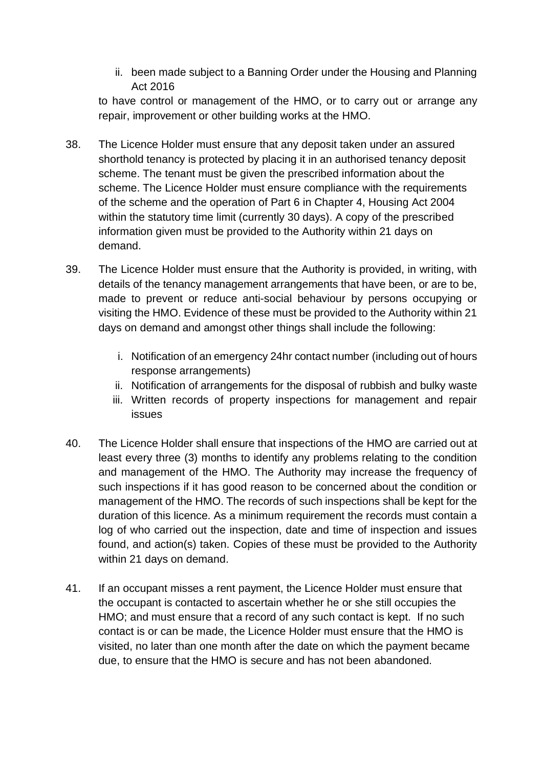ii. been made subject to a Banning Order under the Housing and Planning Act 2016

to have control or management of the HMO, or to carry out or arrange any repair, improvement or other building works at the HMO.

38. The Licence Holder must ensure that any deposit taken under an assured shorthold tenancy is protected by placing it in an authorised tenancy deposit scheme. The tenant must be given the prescribed information about the scheme. The Licence Holder must ensure compliance with the requirements of the scheme and the operation of Part 6 in Chapter 4, Housing Act 2004 within the statutory time limit (currently 30 days). A copy of the prescribed information given must be provided to the Authority within 21 days on demand.

39. The Licence Holder must ensure that the Authority is provided, in writing, with details of the tenancy management arrangements that have been, or are to be, made to prevent or reduce anti-social behaviour by persons occupying or visiting the HMO. Evidence of these must be provided to the Authority within 21 days on demand and amongst other things shall include the following:

    i. Notification of an emergency 24hr contact number (including out of hours response arrangements)
    ii. Notification of arrangements for the disposal of rubbish and bulky waste
    iii. Written records of property inspections for management and repair issues

40. The Licence Holder shall ensure that inspections of the HMO are carried out at least every three (3) months to identify any problems relating to the condition and management of the HMO. The Authority may increase the frequency of such inspections if it has good reason to be concerned about the condition or management of the HMO. The records of such inspections shall be kept for the duration of this licence. As a minimum requirement the records must contain a log of who carried out the inspection, date and time of inspection and issues found, and action(s) taken. Copies of these must be provided to the Authority within 21 days on demand.

41. If an occupant misses a rent payment, the Licence Holder must ensure that the occupant is contacted to ascertain whether he or she still occupies the HMO; and must ensure that a record of any such contact is kept. If no such contact is or can be made, the Licence Holder must ensure that the HMO is visited, no later than one month after the date on which the payment became due, to ensure that the HMO is secure and has not been abandoned.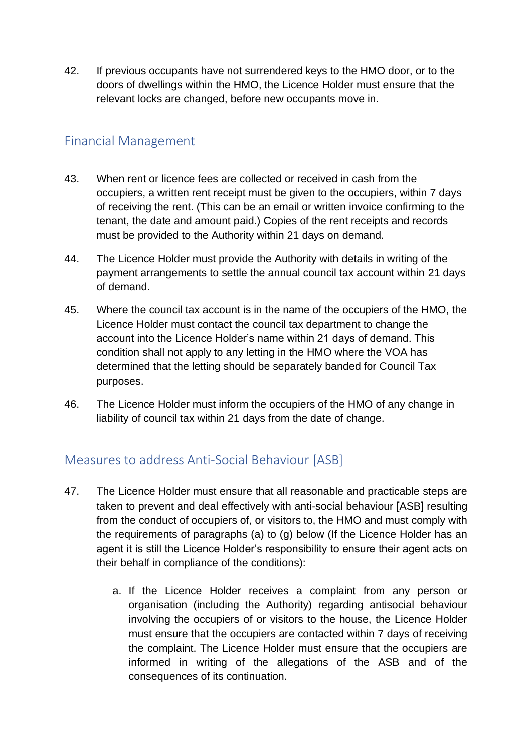42. If previous occupants have not surrendered keys to the HMO door, or to the doors of dwellings within the HMO, the Licence Holder must ensure that the relevant locks are changed, before new occupants move in.

## Financial Management

43. When rent or licence fees are collected or received in cash from the occupiers, a written rent receipt must be given to the occupiers, within 7 days of receiving the rent. (This can be an email or written invoice confirming to the tenant, the date and amount paid.) Copies of the rent receipts and records must be provided to the Authority within 21 days on demand.

44. The Licence Holder must provide the Authority with details in writing of the payment arrangements to settle the annual council tax account within 21 days of demand.

45. Where the council tax account is in the name of the occupiers of the HMO, the Licence Holder must contact the council tax department to change the account into the Licence Holder's name within 21 days of demand. This condition shall not apply to any letting in the HMO where the VOA has determined that the letting should be separately banded for Council Tax purposes.

46. The Licence Holder must inform the occupiers of the HMO of any change in liability of council tax within 21 days from the date of change.

## Measures to address Anti-Social Behaviour [ASB]

47. The Licence Holder must ensure that all reasonable and practicable steps are taken to prevent and deal effectively with anti-social behaviour [ASB] resulting from the conduct of occupiers of, or visitors to, the HMO and must comply with the requirements of paragraphs (a) to (g) below (If the Licence Holder has an agent it is still the Licence Holder's responsibility to ensure their agent acts on their behalf in compliance of the conditions):

    a. If the Licence Holder receives a complaint from any person or organisation (including the Authority) regarding antisocial behaviour involving the occupiers of or visitors to the house, the Licence Holder must ensure that the occupiers are contacted within 7 days of receiving the complaint. The Licence Holder must ensure that the occupiers are informed in writing of the allegations of the ASB and of the consequences of its continuation.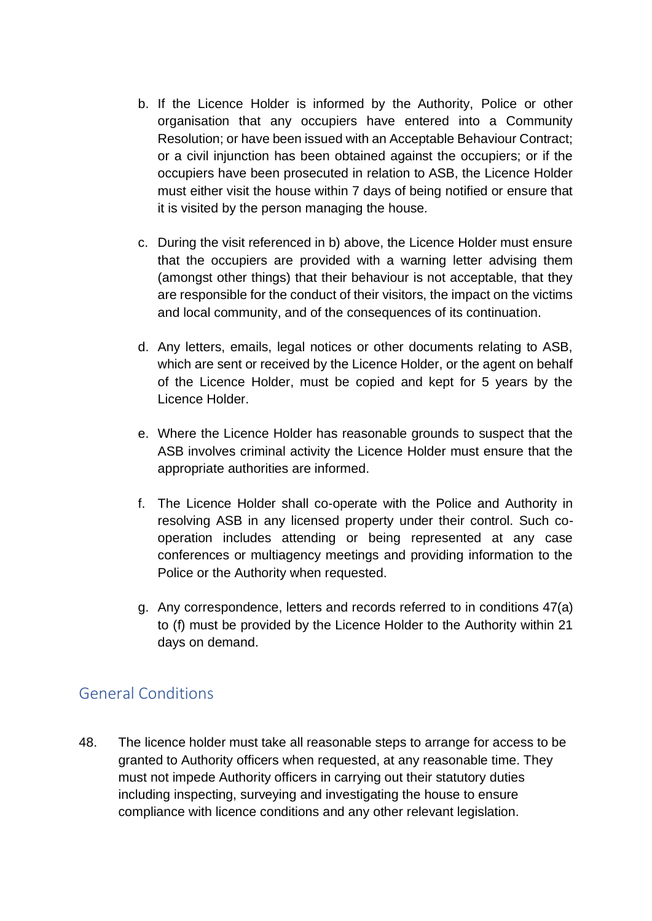b. If the Licence Holder is informed by the Authority, Police or other organisation that any occupiers have entered into a Community Resolution; or have been issued with an Acceptable Behaviour Contract; or a civil injunction has been obtained against the occupiers; or if the occupiers have been prosecuted in relation to ASB, the Licence Holder must either visit the house within 7 days of being notified or ensure that it is visited by the person managing the house.

c. During the visit referenced in b) above, the Licence Holder must ensure that the occupiers are provided with a warning letter advising them (amongst other things) that their behaviour is not acceptable, that they are responsible for the conduct of their visitors, the impact on the victims and local community, and of the consequences of its continuation.

d. Any letters, emails, legal notices or other documents relating to ASB, which are sent or received by the Licence Holder, or the agent on behalf of the Licence Holder, must be copied and kept for 5 years by the Licence Holder.

e. Where the Licence Holder has reasonable grounds to suspect that the ASB involves criminal activity the Licence Holder must ensure that the appropriate authorities are informed.

f. The Licence Holder shall co-operate with the Police and Authority in resolving ASB in any licensed property under their control. Such co-operation includes attending or being represented at any case conferences or multiagency meetings and providing information to the Police or the Authority when requested.

g. Any correspondence, letters and records referred to in conditions 47(a) to (f) must be provided by the Licence Holder to the Authority within 21 days on demand.

## General Conditions

48. The licence holder must take all reasonable steps to arrange for access to be granted to Authority officers when requested, at any reasonable time. They must not impede Authority officers in carrying out their statutory duties including inspecting, surveying and investigating the house to ensure compliance with licence conditions and any other relevant legislation.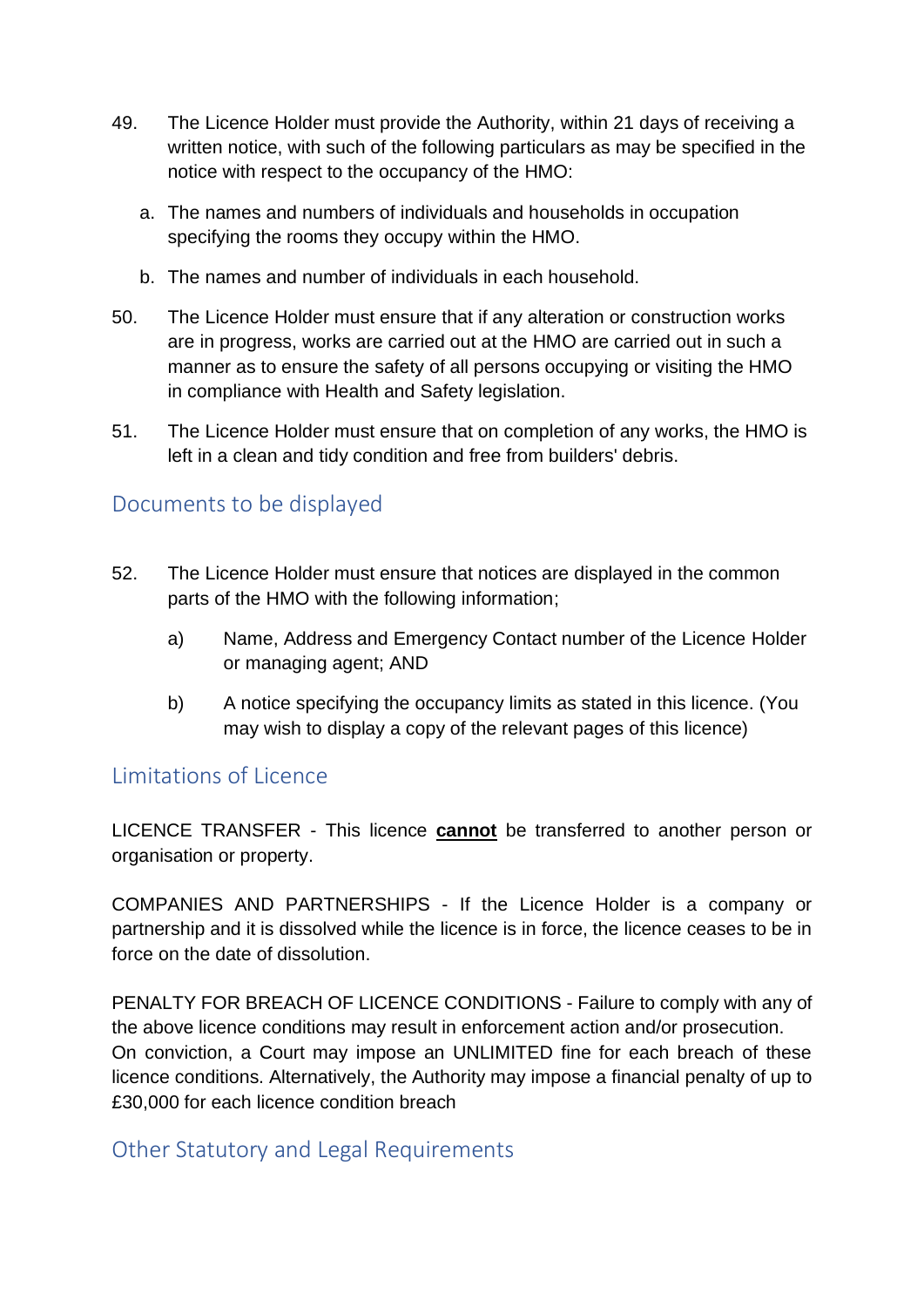49. The Licence Holder must provide the Authority, within 21 days of receiving a written notice, with such of the following particulars as may be specified in the notice with respect to the occupancy of the HMO:

    a. The names and numbers of individuals and households in occupation specifying the rooms they occupy within the HMO.

    b. The names and number of individuals in each household.

50. The Licence Holder must ensure that if any alteration or construction works are in progress, works are carried out at the HMO are carried out in such a manner as to ensure the safety of all persons occupying or visiting the HMO in compliance with Health and Safety legislation.

51. The Licence Holder must ensure that on completion of any works, the HMO is left in a clean and tidy condition and free from builders' debris.

## Documents to be displayed

52. The Licence Holder must ensure that notices are displayed in the common parts of the HMO with the following information;

    a) Name, Address and Emergency Contact number of the Licence Holder or managing agent; AND

    b) A notice specifying the occupancy limits as stated in this licence. (You may wish to display a copy of the relevant pages of this licence)

## Limitations of Licence

LICENCE TRANSFER - This licence **cannot** be transferred to another person or organisation or property.

COMPANIES AND PARTNERSHIPS - If the Licence Holder is a company or partnership and it is dissolved while the licence is in force, the licence ceases to be in force on the date of dissolution.

PENALTY FOR BREACH OF LICENCE CONDITIONS - Failure to comply with any of the above licence conditions may result in enforcement action and/or prosecution. On conviction, a Court may impose an UNLIMITED fine for each breach of these licence conditions. Alternatively, the Authority may impose a financial penalty of up to £30,000 for each licence condition breach

## Other Statutory and Legal Requirements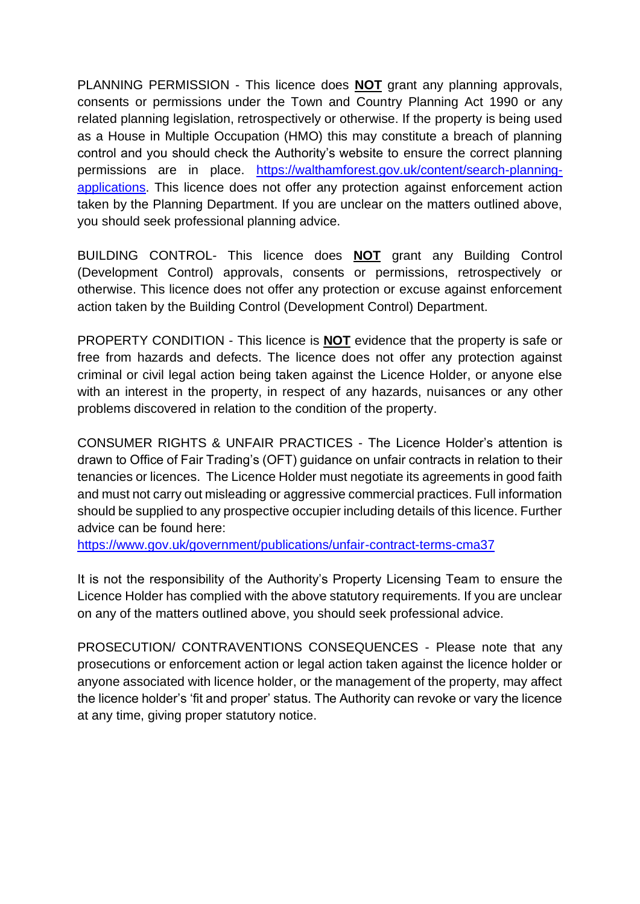PLANNING PERMISSION - This licence does **NOT** grant any planning approvals, consents or permissions under the Town and Country Planning Act 1990 or any related planning legislation, retrospectively or otherwise. If the property is being used as a House in Multiple Occupation (HMO) this may constitute a breach of planning control and you should check the Authority's website to ensure the correct planning permissions are in place. [https://walthamforest.gov.uk/content/search-planning-applications](https://walthamforest.gov.uk/content/search-planning-applications). This licence does not offer any protection against enforcement action taken by the Planning Department. If you are unclear on the matters outlined above, you should seek professional planning advice.

BUILDING CONTROL- This licence does **NOT** grant any Building Control (Development Control) approvals, consents or permissions, retrospectively or otherwise. This licence does not offer any protection or excuse against enforcement action taken by the Building Control (Development Control) Department.

PROPERTY CONDITION - This licence is **NOT** evidence that the property is safe or free from hazards and defects. The licence does not offer any protection against criminal or civil legal action being taken against the Licence Holder, or anyone else with an interest in the property, in respect of any hazards, nuisances or any other problems discovered in relation to the condition of the property.

CONSUMER RIGHTS & UNFAIR PRACTICES - The Licence Holder's attention is drawn to Office of Fair Trading's (OFT) guidance on unfair contracts in relation to their tenancies or licences. The Licence Holder must negotiate its agreements in good faith and must not carry out misleading or aggressive commercial practices. Full information should be supplied to any prospective occupier including details of this licence. Further advice can be found here:
[https://www.gov.uk/government/publications/unfair-contract-terms-cma37](https://www.gov.uk/government/publications/unfair-contract-terms-cma37)

It is not the responsibility of the Authority's Property Licensing Team to ensure the Licence Holder has complied with the above statutory requirements. If you are unclear on any of the matters outlined above, you should seek professional advice.

PROSECUTION/ CONTRAVENTIONS CONSEQUENCES - Please note that any prosecutions or enforcement action or legal action taken against the licence holder or anyone associated with licence holder, or the management of the property, may affect the licence holder's 'fit and proper' status. The Authority can revoke or vary the licence at any time, giving proper statutory notice.